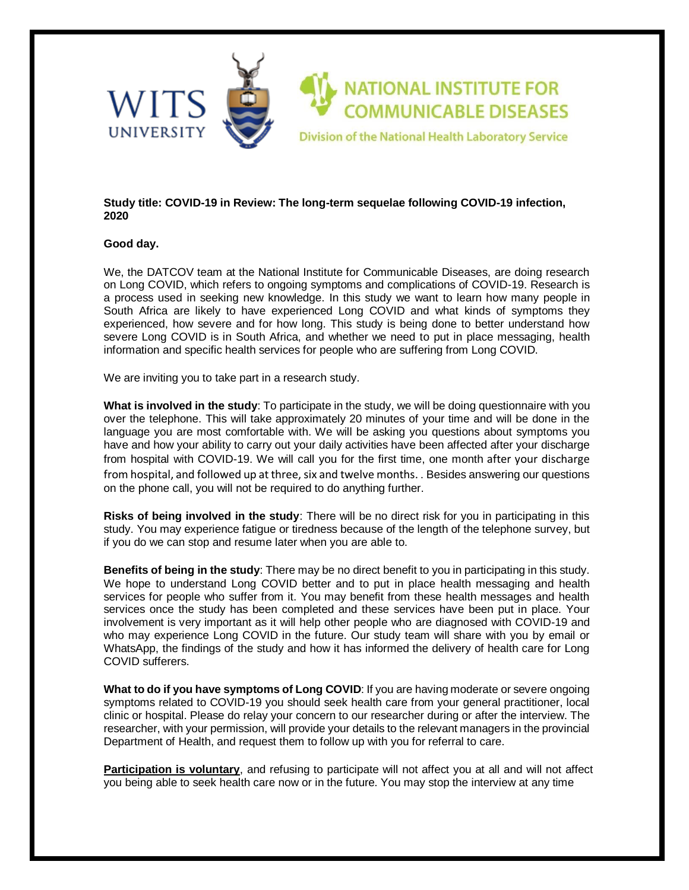WITS UNIVERSITY

NATIONAL INSTITUTE FOR COMMUNICABLE DISEASES

Division of the National Health Laboratory Service

**Study title: COVID-19 in Review: The long-term sequelae following COVID-19 infection, 2020**

**Good day.**

We, the DATCOV team at the National Institute for Communicable Diseases, are doing research on Long COVID, which refers to ongoing symptoms and complications of COVID-19. Research is a process used in seeking new knowledge. In this study we want to learn how many people in South Africa are likely to have experienced Long COVID and what kinds of symptoms they experienced, how severe and for how long. This study is being done to better understand how severe Long COVID is in South Africa, and whether we need to put in place messaging, health information and specific health services for people who are suffering from Long COVID.

We are inviting you to take part in a research study.

**What is involved in the study**: To participate in the study, we will be doing questionnaire with you over the telephone. This will take approximately 20 minutes of your time and will be done in the language you are most comfortable with. We will be asking you questions about symptoms you have and how your ability to carry out your daily activities have been affected after your discharge from hospital with COVID-19. We will call you for the first time, one month after your discharge from hospital, and followed up at three, six and twelve months. . Besides answering our questions on the phone call, you will not be required to do anything further.

**Risks of being involved in the study**: There will be no direct risk for you in participating in this study. You may experience fatigue or tiredness because of the length of the telephone survey, but if you do we can stop and resume later when you are able to.

**Benefits of being in the study**: There may be no direct benefit to you in participating in this study. We hope to understand Long COVID better and to put in place health messaging and health services for people who suffer from it. You may benefit from these health messages and health services once the study has been completed and these services have been put in place. Your involvement is very important as it will help other people who are diagnosed with COVID-19 and who may experience Long COVID in the future. Our study team will share with you by email or WhatsApp, the findings of the study and how it has informed the delivery of health care for Long COVID sufferers.

**What to do if you have symptoms of Long COVID**: If you are having moderate or severe ongoing symptoms related to COVID-19 you should seek health care from your general practitioner, local clinic or hospital. Please do relay your concern to our researcher during or after the interview. The researcher, with your permission, will provide your details to the relevant managers in the provincial Department of Health, and request them to follow up with you for referral to care.

**Participation is voluntary**, and refusing to participate will not affect you at all and will not affect you being able to seek health care now or in the future. You may stop the interview at any time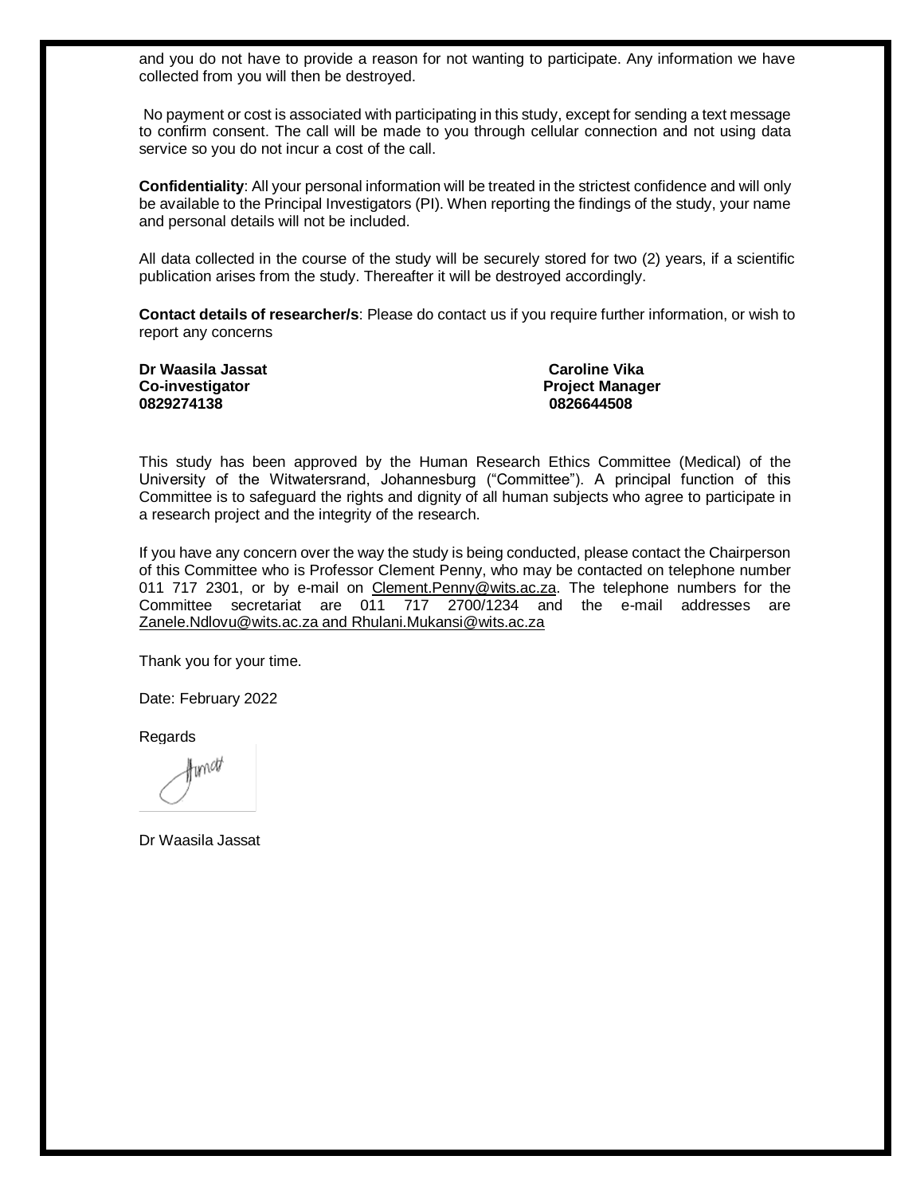and you do not have to provide a reason for not wanting to participate. Any information we have collected from you will then be destroyed.

No payment or cost is associated with participating in this study, except for sending a text message to confirm consent. The call will be made to you through cellular connection and not using data service so you do not incur a cost of the call.

**Confidentiality**: All your personal information will be treated in the strictest confidence and will only be available to the Principal Investigators (PI). When reporting the findings of the study, your name and personal details will not be included.

All data collected in the course of the study will be securely stored for two (2) years, if a scientific publication arises from the study. Thereafter it will be destroyed accordingly.

**Contact details of researcher/s**: Please do contact us if you require further information, or wish to report any concerns

**Dr Waasila Jassat**
**Co-investigator**
**0829274138**

**Caroline Vika**
**Project Manager**
**0826644508**

This study has been approved by the Human Research Ethics Committee (Medical) of the University of the Witwatersrand, Johannesburg ("Committee"). A principal function of this Committee is to safeguard the rights and dignity of all human subjects who agree to participate in a research project and the integrity of the research.

If you have any concern over the way the study is being conducted, please contact the Chairperson of this Committee who is Professor Clement Penny, who may be contacted on telephone number 011 717 2301, or by e-mail on Clement.Penny@wits.ac.za. The telephone numbers for the Committee secretariat are 011 717 2700/1234 and the e-mail addresses are Zanele.Ndlovu@wits.ac.za and Rhulani.Mukansi@wits.ac.za

Thank you for your time.

Date: February 2022

Regards

Dr Waasila Jassat